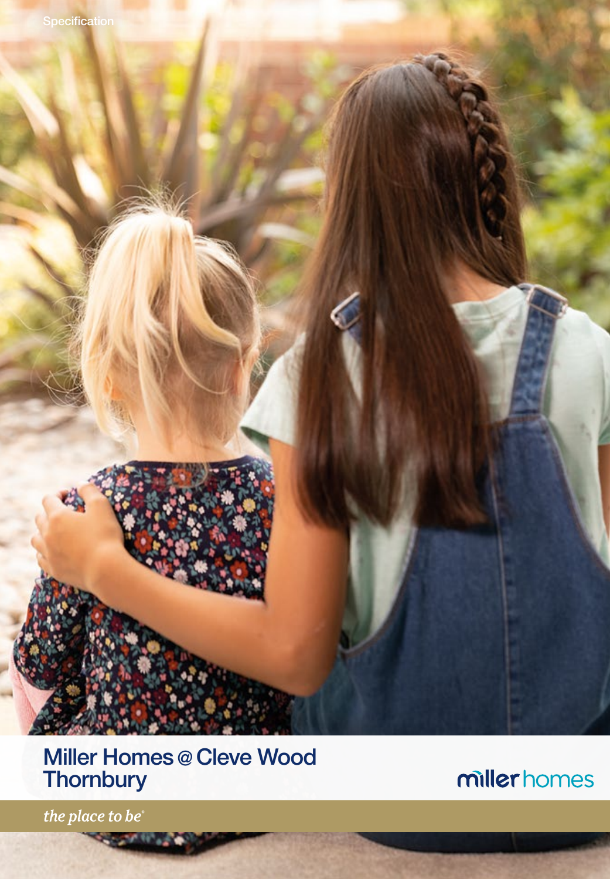Specification

# Miller Homes @ Cleve Wood Thornbury

miller homes

*the place to be*®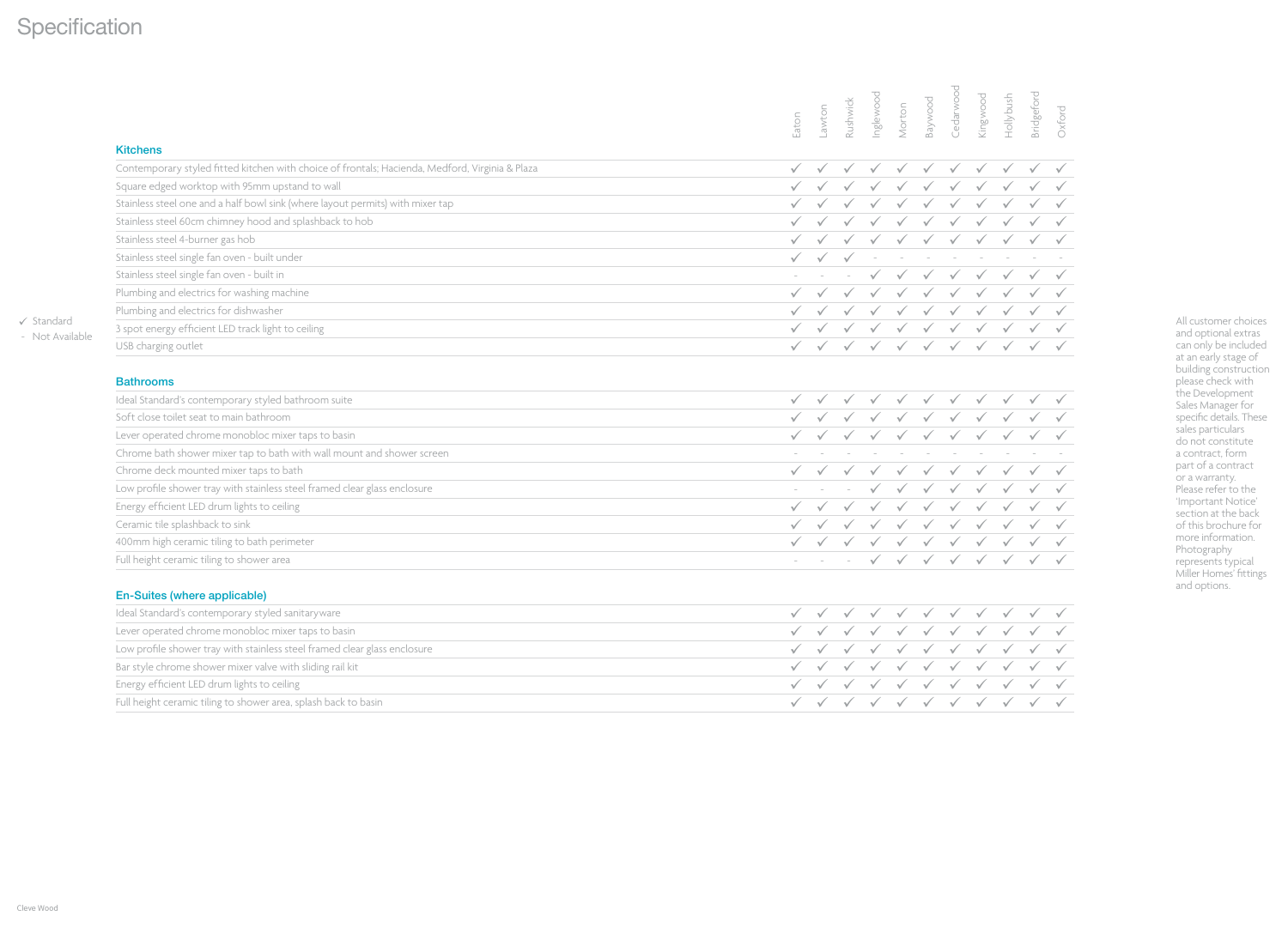# Specification

| | Eaton | Lawton | Rushwick | Inglewood | Morton | Baywood | Cedarwood | Kingwood | Hollybush | Bridgeford | Oxford |
|---|---|---|---|---|---|---|---|---|---|---|---|
| **Kitchens** | | | | | | | | | | | |
| Contemporary styled fitted kitchen with choice of frontals; Hacienda, Medford, Virginia & Plaza | ✓ | ✓ | ✓ | ✓ | ✓ | ✓ | ✓ | ✓ | ✓ | ✓ | ✓ |
| Square edged worktop with 95mm upstand to wall | ✓ | ✓ | ✓ | ✓ | ✓ | ✓ | ✓ | ✓ | ✓ | ✓ | ✓ |
| Stainless steel one and a half bowl sink (where layout permits) with mixer tap | ✓ | ✓ | ✓ | ✓ | ✓ | ✓ | ✓ | ✓ | ✓ | ✓ | ✓ |
| Stainless steel 60cm chimney hood and splashback to hob | ✓ | ✓ | ✓ | ✓ | ✓ | ✓ | ✓ | ✓ | ✓ | ✓ | ✓ |
| Stainless steel 4-burner gas hob | ✓ | ✓ | ✓ | ✓ | ✓ | ✓ | ✓ | ✓ | ✓ | ✓ | ✓ |
| Stainless steel single fan oven - built under | ✓ | ✓ | ✓ | - | - | - | - | - | - | - | - |
| Stainless steel single fan oven - built in | - | - | - | ✓ | ✓ | ✓ | ✓ | ✓ | ✓ | ✓ | ✓ |
| Plumbing and electrics for washing machine | ✓ | ✓ | ✓ | ✓ | ✓ | ✓ | ✓ | ✓ | ✓ | ✓ | ✓ |
| Plumbing and electrics for dishwasher | ✓ | ✓ | ✓ | ✓ | ✓ | ✓ | ✓ | ✓ | ✓ | ✓ | ✓ |
| 3 spot energy efficient LED track light to ceiling | ✓ | ✓ | ✓ | ✓ | ✓ | ✓ | ✓ | ✓ | ✓ | ✓ | ✓ |
| USB charging outlet | ✓ | ✓ | ✓ | ✓ | ✓ | ✓ | ✓ | ✓ | ✓ | ✓ | ✓ |
| **Bathrooms** | | | | | | | | | | | |
| Ideal Standard's contemporary styled bathroom suite | ✓ | ✓ | ✓ | ✓ | ✓ | ✓ | ✓ | ✓ | ✓ | ✓ | ✓ |
| Soft close toilet seat to main bathroom | ✓ | ✓ | ✓ | ✓ | ✓ | ✓ | ✓ | ✓ | ✓ | ✓ | ✓ |
| Lever operated chrome monobloc mixer taps to basin | ✓ | ✓ | ✓ | ✓ | ✓ | ✓ | ✓ | ✓ | ✓ | ✓ | ✓ |
| Chrome bath shower mixer tap to bath with wall mount and shower screen | - | - | - | - | - | - | - | - | - | - | - |
| Chrome deck mounted mixer taps to bath | ✓ | ✓ | ✓ | ✓ | ✓ | ✓ | ✓ | ✓ | ✓ | ✓ | ✓ |
| Low profile shower tray with stainless steel framed clear glass enclosure | - | - | - | ✓ | ✓ | ✓ | ✓ | ✓ | ✓ | ✓ | ✓ |
| Energy efficient LED drum lights to ceiling | ✓ | ✓ | ✓ | ✓ | ✓ | ✓ | ✓ | ✓ | ✓ | ✓ | ✓ |
| Ceramic tile splashback to sink | ✓ | ✓ | ✓ | ✓ | ✓ | ✓ | ✓ | ✓ | ✓ | ✓ | ✓ |
| 400mm high ceramic tiling to bath perimeter | ✓ | ✓ | ✓ | ✓ | ✓ | ✓ | ✓ | ✓ | ✓ | ✓ | ✓ |
| Full height ceramic tiling to shower area | - | - | - | ✓ | ✓ | ✓ | ✓ | ✓ | ✓ | ✓ | ✓ |
| **En-Suites (where applicable)** | | | | | | | | | | | |
| Ideal Standard's contemporary styled sanitaryware | ✓ | ✓ | ✓ | ✓ | ✓ | ✓ | ✓ | ✓ | ✓ | ✓ | ✓ |
| Lever operated chrome monobloc mixer taps to basin | ✓ | ✓ | ✓ | ✓ | ✓ | ✓ | ✓ | ✓ | ✓ | ✓ | ✓ |
| Low profile shower tray with stainless steel framed clear glass enclosure | ✓ | ✓ | ✓ | ✓ | ✓ | ✓ | ✓ | ✓ | ✓ | ✓ | ✓ |
| Bar style chrome shower mixer valve with sliding rail kit | ✓ | ✓ | ✓ | ✓ | ✓ | ✓ | ✓ | ✓ | ✓ | ✓ | ✓ |
| Energy efficient LED drum lights to ceiling | ✓ | ✓ | ✓ | ✓ | ✓ | ✓ | ✓ | ✓ | ✓ | ✓ | ✓ |
| Full height ceramic tiling to shower area, splash back to basin | ✓ | ✓ | ✓ | ✓ | ✓ | ✓ | ✓ | ✓ | ✓ | ✓ | ✓ |

✓ Standard
- Not Available

All customer choices and optional extras can only be included at an early stage of building construction please check with the Development Sales Manager for specific details. These sales particulars do not constitute a contract, form part of a contract or a warranty. Please refer to the 'Important Notice' section at the back of this brochure for more information. Photography represents typical Miller Homes' fittings and options.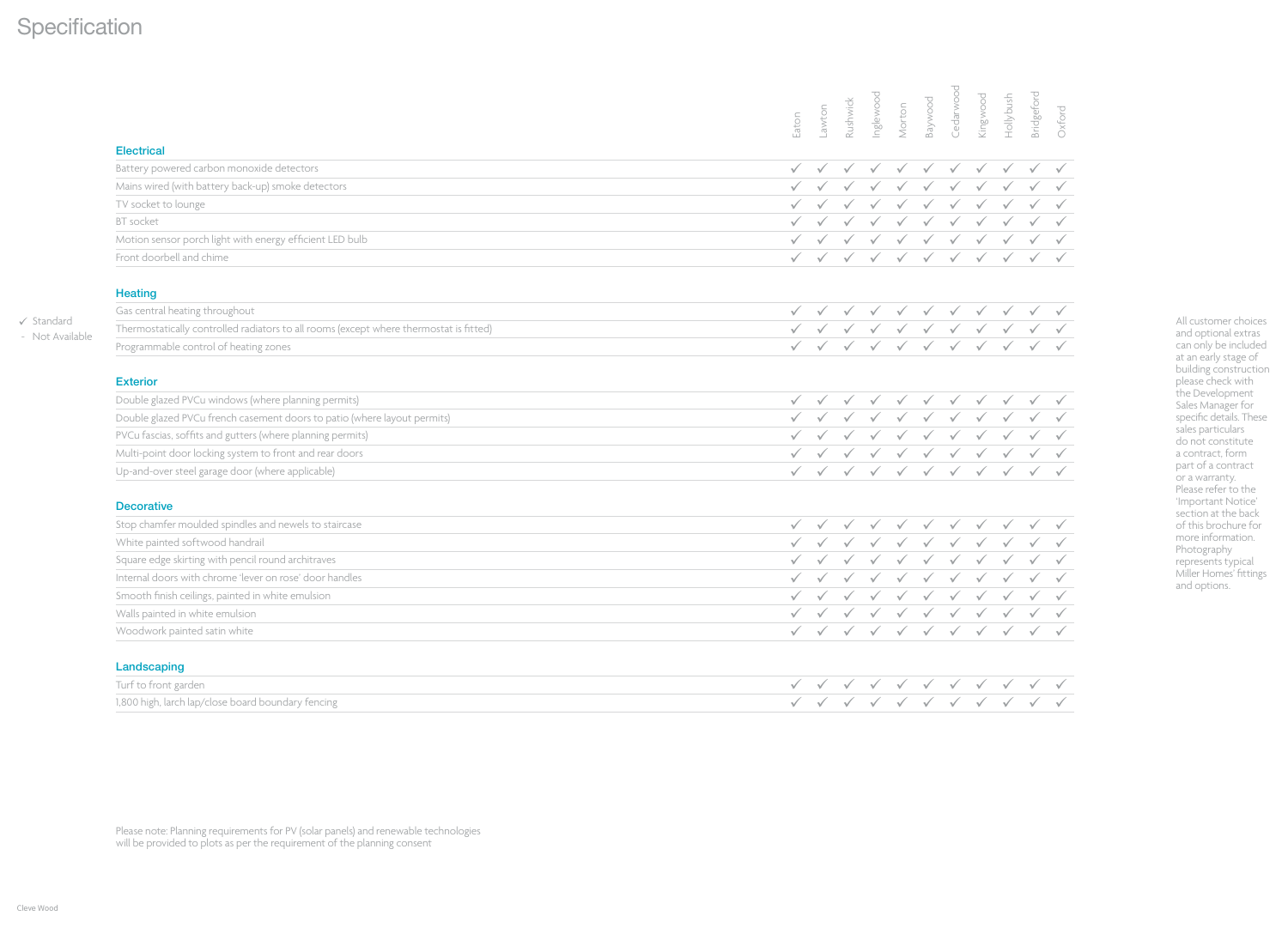# Specification

✓ Standard
- Not Available

| | Eaton | Lawton | Rushwick | Inglewood | Morton | Baywood | Cedarwood | Kingwood | Hollybush | Bridgeford | Oxford |
|---|---|---|---|---|---|---|---|---|---|---|---|
| **Electrical** | | | | | | | | | | | |
| Battery powered carbon monoxide detectors | ✓ | ✓ | ✓ | ✓ | ✓ | ✓ | ✓ | ✓ | ✓ | ✓ | ✓ |
| Mains wired (with battery back-up) smoke detectors | ✓ | ✓ | ✓ | ✓ | ✓ | ✓ | ✓ | ✓ | ✓ | ✓ | ✓ |
| TV socket to lounge | ✓ | ✓ | ✓ | ✓ | ✓ | ✓ | ✓ | ✓ | ✓ | ✓ | ✓ |
| BT socket | ✓ | ✓ | ✓ | ✓ | ✓ | ✓ | ✓ | ✓ | ✓ | ✓ | ✓ |
| Motion sensor porch light with energy efficient LED bulb | ✓ | ✓ | ✓ | ✓ | ✓ | ✓ | ✓ | ✓ | ✓ | ✓ | ✓ |
| Front doorbell and chime | ✓ | ✓ | ✓ | ✓ | ✓ | ✓ | ✓ | ✓ | ✓ | ✓ | ✓ |
| **Heating** | | | | | | | | | | | |
| Gas central heating throughout | ✓ | ✓ | ✓ | ✓ | ✓ | ✓ | ✓ | ✓ | ✓ | ✓ | ✓ |
| Thermostatically controlled radiators to all rooms (except where thermostat is fitted) | ✓ | ✓ | ✓ | ✓ | ✓ | ✓ | ✓ | ✓ | ✓ | ✓ | ✓ |
| Programmable control of heating zones | ✓ | ✓ | ✓ | ✓ | ✓ | ✓ | ✓ | ✓ | ✓ | ✓ | ✓ |
| **Exterior** | | | | | | | | | | | |
| Double glazed PVCu windows (where planning permits) | ✓ | ✓ | ✓ | ✓ | ✓ | ✓ | ✓ | ✓ | ✓ | ✓ | ✓ |
| Double glazed PVCu french casement doors to patio (where layout permits) | ✓ | ✓ | ✓ | ✓ | ✓ | ✓ | ✓ | ✓ | ✓ | ✓ | ✓ |
| PVCu fascias, soffits and gutters (where planning permits) | ✓ | ✓ | ✓ | ✓ | ✓ | ✓ | ✓ | ✓ | ✓ | ✓ | ✓ |
| Multi-point door locking system to front and rear doors | ✓ | ✓ | ✓ | ✓ | ✓ | ✓ | ✓ | ✓ | ✓ | ✓ | ✓ |
| Up-and-over steel garage door (where applicable) | ✓ | ✓ | ✓ | ✓ | ✓ | ✓ | ✓ | ✓ | ✓ | ✓ | ✓ |
| **Decorative** | | | | | | | | | | | |
| Stop chamfer moulded spindles and newels to staircase | ✓ | ✓ | ✓ | ✓ | ✓ | ✓ | ✓ | ✓ | ✓ | ✓ | ✓ |
| White painted softwood handrail | ✓ | ✓ | ✓ | ✓ | ✓ | ✓ | ✓ | ✓ | ✓ | ✓ | ✓ |
| Square edge skirting with pencil round architraves | ✓ | ✓ | ✓ | ✓ | ✓ | ✓ | ✓ | ✓ | ✓ | ✓ | ✓ |
| Internal doors with chrome 'lever on rose' door handles | ✓ | ✓ | ✓ | ✓ | ✓ | ✓ | ✓ | ✓ | ✓ | ✓ | ✓ |
| Smooth finish ceilings, painted in white emulsion | ✓ | ✓ | ✓ | ✓ | ✓ | ✓ | ✓ | ✓ | ✓ | ✓ | ✓ |
| Walls painted in white emulsion | ✓ | ✓ | ✓ | ✓ | ✓ | ✓ | ✓ | ✓ | ✓ | ✓ | ✓ |
| Woodwork painted satin white | ✓ | ✓ | ✓ | ✓ | ✓ | ✓ | ✓ | ✓ | ✓ | ✓ | ✓ |
| **Landscaping** | | | | | | | | | | | |
| Turf to front garden | ✓ | ✓ | ✓ | ✓ | ✓ | ✓ | ✓ | ✓ | ✓ | ✓ | ✓ |
| 1,800 high, larch lap/close board boundary fencing | ✓ | ✓ | ✓ | ✓ | ✓ | ✓ | ✓ | ✓ | ✓ | ✓ | ✓ |

Please note: Planning requirements for PV (solar panels) and renewable technologies will be provided to plots as per the requirement of the planning consent

All customer choices and optional extras can only be included at an early stage of building construction please check with the Development Sales Manager for specific details. These sales particulars do not constitute a contract, form part of a contract or a warranty. Please refer to the 'Important Notice' section at the back of this brochure for more information. Photography represents typical Miller Homes' fittings and options.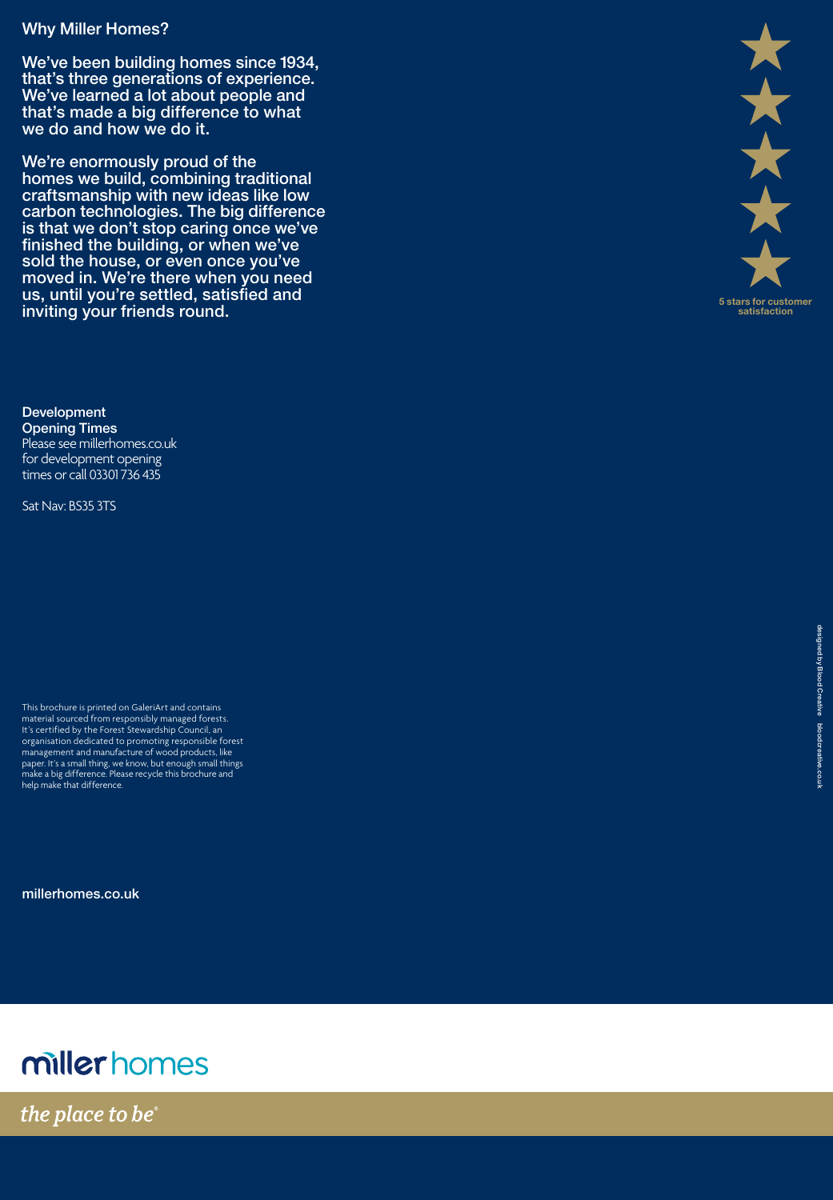## Why Miller Homes?

We've been building homes since 1934, that's three generations of experience. We've learned a lot about people and that's made a big difference to what we do and how we do it.

We're enormously proud of the homes we build, combining traditional craftsmanship with new ideas like low carbon technologies. The big difference is that we don't stop caring once we've finished the building, or when we've sold the house, or even once you've moved in. We're there when you need us, until you're settled, satisfied and inviting your friends round.

5 stars for customer satisfaction

**Development Opening Times**
Please see millerhomes.co.uk for development opening times or call 03301 736 435

Sat Nav: BS35 3TS

This brochure is printed on GaleriArt and contains material sourced from responsibly managed forests. It's certified by the Forest Stewardship Council, an organisation dedicated to promoting responsible forest management and manufacture of wood products, like paper. It's a small thing, we know, but enough small things make a big difference. Please recycle this brochure and help make that difference.

designed by Blood Creative bloodcreative.co.uk

millerhomes.co.uk

miller homes

*the place to be®*